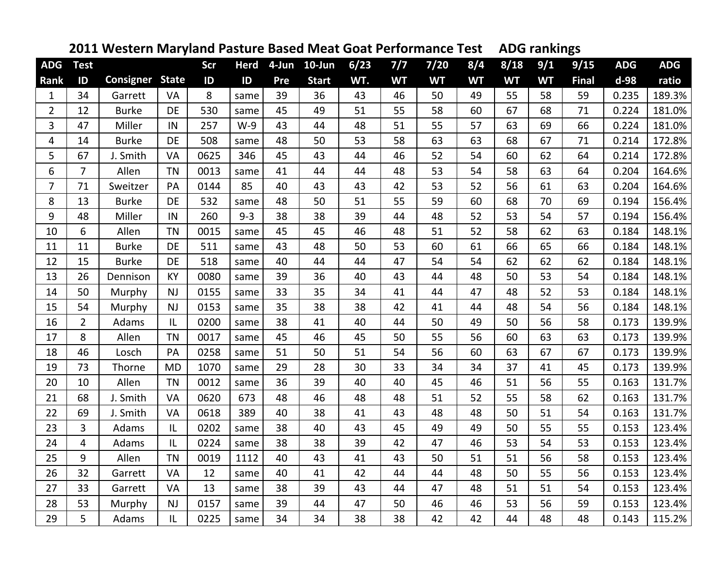# 2011 Western Maryland Pasture Based Meat Goat Performance Test ADG rankings

| ADG Rank | Test ID | Consigner | State | Scr ID | Herd ID | 4-Jun Pre | 10-Jun Start | 6/23 WT. | 7/7 WT | 7/20 WT | 8/4 WT | 8/18 WT | 9/1 WT | 9/15 Final | ADG d-98 | ADG ratio |
|---|---|---|---|---|---|---|---|---|---|---|---|---|---|---|---|---|
| 1 | 34 | Garrett | VA | 8 | same | 39 | 36 | 43 | 46 | 50 | 49 | 55 | 58 | 59 | 0.235 | 189.3% |
| 2 | 12 | Burke | DE | 530 | same | 45 | 49 | 51 | 55 | 58 | 60 | 67 | 68 | 71 | 0.224 | 181.0% |
| 3 | 47 | Miller | IN | 257 | W-9 | 43 | 44 | 48 | 51 | 55 | 57 | 63 | 69 | 66 | 0.224 | 181.0% |
| 4 | 14 | Burke | DE | 508 | same | 48 | 50 | 53 | 58 | 63 | 63 | 68 | 67 | 71 | 0.214 | 172.8% |
| 5 | 67 | J. Smith | VA | 0625 | 346 | 45 | 43 | 44 | 46 | 52 | 54 | 60 | 62 | 64 | 0.214 | 172.8% |
| 6 | 7 | Allen | TN | 0013 | same | 41 | 44 | 44 | 48 | 53 | 54 | 58 | 63 | 64 | 0.204 | 164.6% |
| 7 | 71 | Sweitzer | PA | 0144 | 85 | 40 | 43 | 43 | 42 | 53 | 52 | 56 | 61 | 63 | 0.204 | 164.6% |
| 8 | 13 | Burke | DE | 532 | same | 48 | 50 | 51 | 55 | 59 | 60 | 68 | 70 | 69 | 0.194 | 156.4% |
| 9 | 48 | Miller | IN | 260 | 9-3 | 38 | 38 | 39 | 44 | 48 | 52 | 53 | 54 | 57 | 0.194 | 156.4% |
| 10 | 6 | Allen | TN | 0015 | same | 45 | 45 | 46 | 48 | 51 | 52 | 58 | 62 | 63 | 0.184 | 148.1% |
| 11 | 11 | Burke | DE | 511 | same | 43 | 48 | 50 | 53 | 60 | 61 | 66 | 65 | 66 | 0.184 | 148.1% |
| 12 | 15 | Burke | DE | 518 | same | 40 | 44 | 44 | 47 | 54 | 54 | 62 | 62 | 62 | 0.184 | 148.1% |
| 13 | 26 | Dennison | KY | 0080 | same | 39 | 36 | 40 | 43 | 44 | 48 | 50 | 53 | 54 | 0.184 | 148.1% |
| 14 | 50 | Murphy | NJ | 0155 | same | 33 | 35 | 34 | 41 | 44 | 47 | 48 | 52 | 53 | 0.184 | 148.1% |
| 15 | 54 | Murphy | NJ | 0153 | same | 35 | 38 | 38 | 42 | 41 | 44 | 48 | 54 | 56 | 0.184 | 148.1% |
| 16 | 2 | Adams | IL | 0200 | same | 38 | 41 | 40 | 44 | 50 | 49 | 50 | 56 | 58 | 0.173 | 139.9% |
| 17 | 8 | Allen | TN | 0017 | same | 45 | 46 | 45 | 50 | 55 | 56 | 60 | 63 | 63 | 0.173 | 139.9% |
| 18 | 46 | Losch | PA | 0258 | same | 51 | 50 | 51 | 54 | 56 | 60 | 63 | 67 | 67 | 0.173 | 139.9% |
| 19 | 73 | Thorne | MD | 1070 | same | 29 | 28 | 30 | 33 | 34 | 34 | 37 | 41 | 45 | 0.173 | 139.9% |
| 20 | 10 | Allen | TN | 0012 | same | 36 | 39 | 40 | 40 | 45 | 46 | 51 | 56 | 55 | 0.163 | 131.7% |
| 21 | 68 | J. Smith | VA | 0620 | 673 | 48 | 46 | 48 | 48 | 51 | 52 | 55 | 58 | 62 | 0.163 | 131.7% |
| 22 | 69 | J. Smith | VA | 0618 | 389 | 40 | 38 | 41 | 43 | 48 | 48 | 50 | 51 | 54 | 0.163 | 131.7% |
| 23 | 3 | Adams | IL | 0202 | same | 38 | 40 | 43 | 45 | 49 | 49 | 50 | 55 | 55 | 0.153 | 123.4% |
| 24 | 4 | Adams | IL | 0224 | same | 38 | 38 | 39 | 42 | 47 | 46 | 53 | 54 | 53 | 0.153 | 123.4% |
| 25 | 9 | Allen | TN | 0019 | 1112 | 40 | 43 | 41 | 43 | 50 | 51 | 51 | 56 | 58 | 0.153 | 123.4% |
| 26 | 32 | Garrett | VA | 12 | same | 40 | 41 | 42 | 44 | 44 | 48 | 50 | 55 | 56 | 0.153 | 123.4% |
| 27 | 33 | Garrett | VA | 13 | same | 38 | 39 | 43 | 44 | 47 | 48 | 51 | 51 | 54 | 0.153 | 123.4% |
| 28 | 53 | Murphy | NJ | 0157 | same | 39 | 44 | 47 | 50 | 46 | 46 | 53 | 56 | 59 | 0.153 | 123.4% |
| 29 | 5 | Adams | IL | 0225 | same | 34 | 34 | 38 | 38 | 42 | 42 | 44 | 48 | 48 | 0.143 | 115.2% |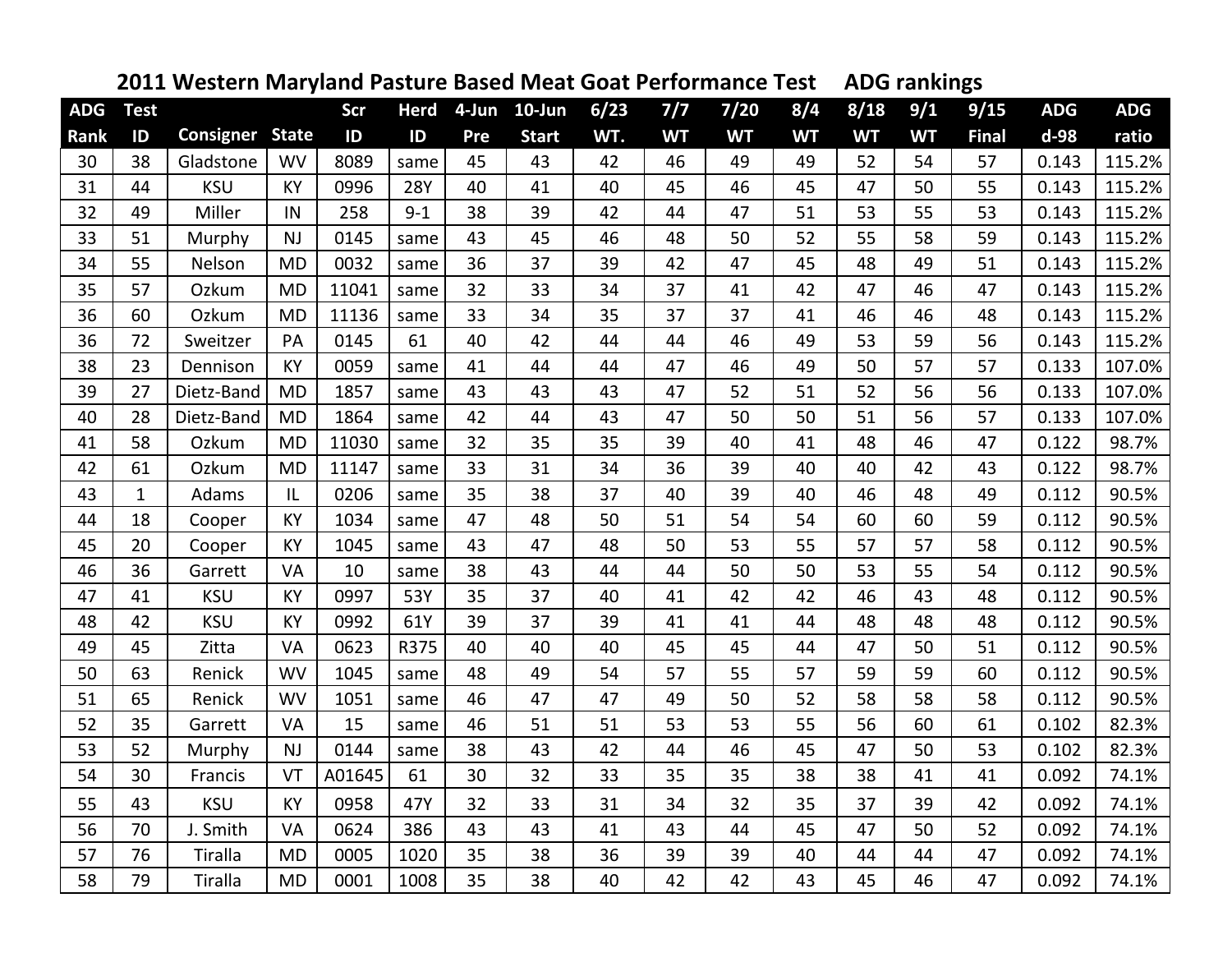## 2011 Western Maryland Pasture Based Meat Goat Performance Test ADG rankings

| ADG Rank | Test ID | Consigner | State | Scr ID | Herd ID | 4-Jun Pre | 10-Jun Start | 6/23 WT. | 7/7 WT | 7/20 WT | 8/4 WT | 8/18 WT | 9/1 WT | 9/15 Final | ADG d-98 | ADG ratio |
|---|---|---|---|---|---|---|---|---|---|---|---|---|---|---|---|---|
| 30 | 38 | Gladstone | WV | 8089 | same | 45 | 43 | 42 | 46 | 49 | 49 | 52 | 54 | 57 | 0.143 | 115.2% |
| 31 | 44 | KSU | KY | 0996 | 28Y | 40 | 41 | 40 | 45 | 46 | 45 | 47 | 50 | 55 | 0.143 | 115.2% |
| 32 | 49 | Miller | IN | 258 | 9-1 | 38 | 39 | 42 | 44 | 47 | 51 | 53 | 55 | 53 | 0.143 | 115.2% |
| 33 | 51 | Murphy | NJ | 0145 | same | 43 | 45 | 46 | 48 | 50 | 52 | 55 | 58 | 59 | 0.143 | 115.2% |
| 34 | 55 | Nelson | MD | 0032 | same | 36 | 37 | 39 | 42 | 47 | 45 | 48 | 49 | 51 | 0.143 | 115.2% |
| 35 | 57 | Ozkum | MD | 11041 | same | 32 | 33 | 34 | 37 | 41 | 42 | 47 | 46 | 47 | 0.143 | 115.2% |
| 36 | 60 | Ozkum | MD | 11136 | same | 33 | 34 | 35 | 37 | 37 | 41 | 46 | 46 | 48 | 0.143 | 115.2% |
| 36 | 72 | Sweitzer | PA | 0145 | 61 | 40 | 42 | 44 | 44 | 46 | 49 | 53 | 59 | 56 | 0.143 | 115.2% |
| 38 | 23 | Dennison | KY | 0059 | same | 41 | 44 | 44 | 47 | 46 | 49 | 50 | 57 | 57 | 0.133 | 107.0% |
| 39 | 27 | Dietz-Band | MD | 1857 | same | 43 | 43 | 43 | 47 | 52 | 51 | 52 | 56 | 56 | 0.133 | 107.0% |
| 40 | 28 | Dietz-Band | MD | 1864 | same | 42 | 44 | 43 | 47 | 50 | 50 | 51 | 56 | 57 | 0.133 | 107.0% |
| 41 | 58 | Ozkum | MD | 11030 | same | 32 | 35 | 35 | 39 | 40 | 41 | 48 | 46 | 47 | 0.122 | 98.7% |
| 42 | 61 | Ozkum | MD | 11147 | same | 33 | 31 | 34 | 36 | 39 | 40 | 40 | 42 | 43 | 0.122 | 98.7% |
| 43 | 1 | Adams | IL | 0206 | same | 35 | 38 | 37 | 40 | 39 | 40 | 46 | 48 | 49 | 0.112 | 90.5% |
| 44 | 18 | Cooper | KY | 1034 | same | 47 | 48 | 50 | 51 | 54 | 54 | 60 | 60 | 59 | 0.112 | 90.5% |
| 45 | 20 | Cooper | KY | 1045 | same | 43 | 47 | 48 | 50 | 53 | 55 | 57 | 57 | 58 | 0.112 | 90.5% |
| 46 | 36 | Garrett | VA | 10 | same | 38 | 43 | 44 | 44 | 50 | 50 | 53 | 55 | 54 | 0.112 | 90.5% |
| 47 | 41 | KSU | KY | 0997 | 53Y | 35 | 37 | 40 | 41 | 42 | 42 | 46 | 43 | 48 | 0.112 | 90.5% |
| 48 | 42 | KSU | KY | 0992 | 61Y | 39 | 37 | 39 | 41 | 41 | 44 | 48 | 48 | 48 | 0.112 | 90.5% |
| 49 | 45 | Zitta | VA | 0623 | R375 | 40 | 40 | 40 | 45 | 45 | 44 | 47 | 50 | 51 | 0.112 | 90.5% |
| 50 | 63 | Renick | WV | 1045 | same | 48 | 49 | 54 | 57 | 55 | 57 | 59 | 59 | 60 | 0.112 | 90.5% |
| 51 | 65 | Renick | WV | 1051 | same | 46 | 47 | 47 | 49 | 50 | 52 | 58 | 58 | 58 | 0.112 | 90.5% |
| 52 | 35 | Garrett | VA | 15 | same | 46 | 51 | 51 | 53 | 53 | 55 | 56 | 60 | 61 | 0.102 | 82.3% |
| 53 | 52 | Murphy | NJ | 0144 | same | 38 | 43 | 42 | 44 | 46 | 45 | 47 | 50 | 53 | 0.102 | 82.3% |
| 54 | 30 | Francis | VT | A01645 | 61 | 30 | 32 | 33 | 35 | 35 | 38 | 38 | 41 | 41 | 0.092 | 74.1% |
| 55 | 43 | KSU | KY | 0958 | 47Y | 32 | 33 | 31 | 34 | 32 | 35 | 37 | 39 | 42 | 0.092 | 74.1% |
| 56 | 70 | J. Smith | VA | 0624 | 386 | 43 | 43 | 41 | 43 | 44 | 45 | 47 | 50 | 52 | 0.092 | 74.1% |
| 57 | 76 | Tiralla | MD | 0005 | 1020 | 35 | 38 | 36 | 39 | 39 | 40 | 44 | 44 | 47 | 0.092 | 74.1% |
| 58 | 79 | Tiralla | MD | 0001 | 1008 | 35 | 38 | 40 | 42 | 42 | 43 | 45 | 46 | 47 | 0.092 | 74.1% |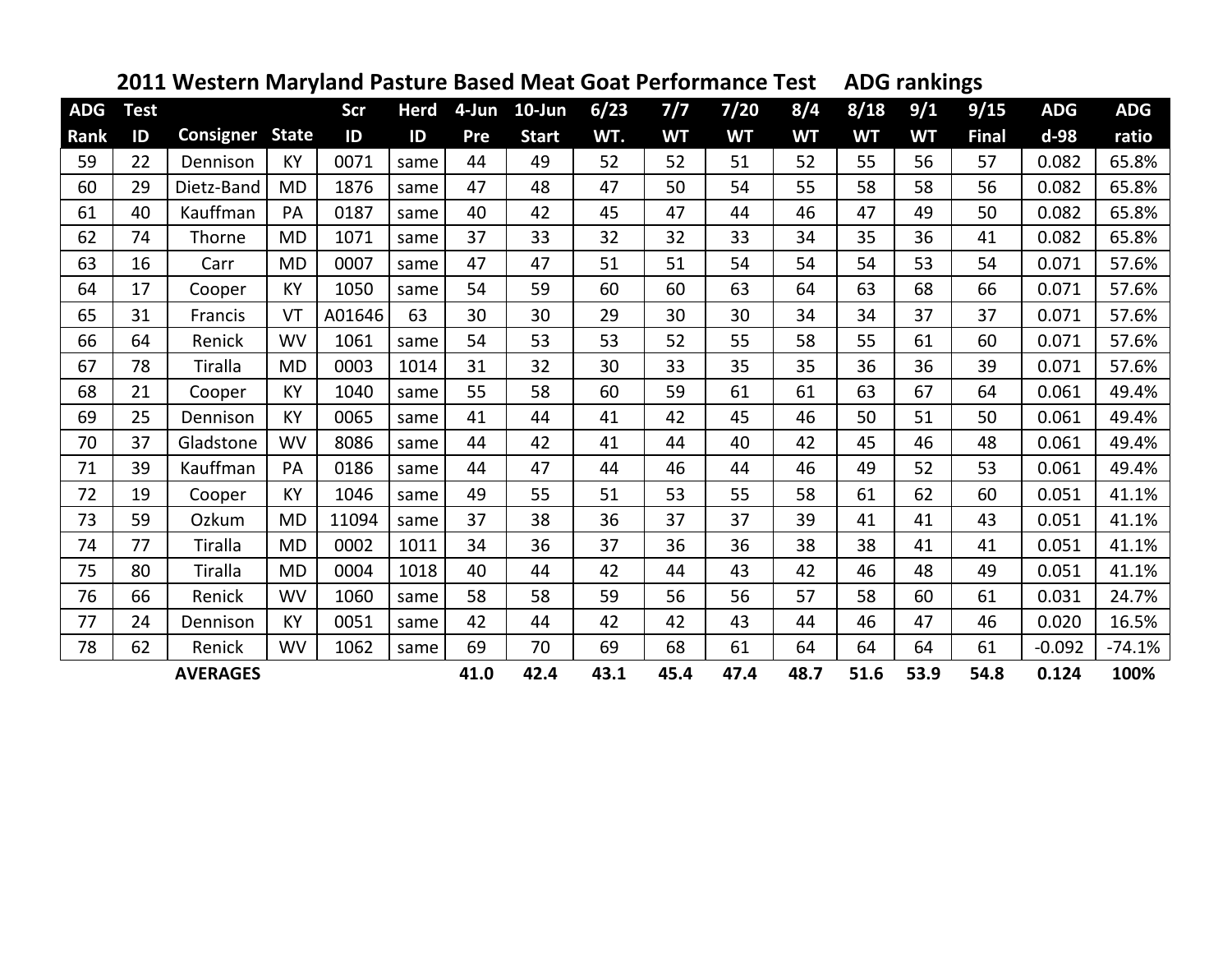## 2011 Western Maryland Pasture Based Meat Goat Performance Test ADG rankings

| ADG Rank | Test ID | Consigner | State | Scr ID | Herd ID | 4-Jun Pre | 10-Jun Start | 6/23 WT. | 7/7 WT | 7/20 WT | 8/4 WT | 8/18 WT | 9/1 WT | 9/15 Final | ADG d-98 | ADG ratio |
|---|---|---|---|---|---|---|---|---|---|---|---|---|---|---|---|---|
| 59 | 22 | Dennison | KY | 0071 | same | 44 | 49 | 52 | 52 | 51 | 52 | 55 | 56 | 57 | 0.082 | 65.8% |
| 60 | 29 | Dietz-Band | MD | 1876 | same | 47 | 48 | 47 | 50 | 54 | 55 | 58 | 58 | 56 | 0.082 | 65.8% |
| 61 | 40 | Kauffman | PA | 0187 | same | 40 | 42 | 45 | 47 | 44 | 46 | 47 | 49 | 50 | 0.082 | 65.8% |
| 62 | 74 | Thorne | MD | 1071 | same | 37 | 33 | 32 | 32 | 33 | 34 | 35 | 36 | 41 | 0.082 | 65.8% |
| 63 | 16 | Carr | MD | 0007 | same | 47 | 47 | 51 | 51 | 54 | 54 | 54 | 53 | 54 | 0.071 | 57.6% |
| 64 | 17 | Cooper | KY | 1050 | same | 54 | 59 | 60 | 60 | 63 | 64 | 63 | 68 | 66 | 0.071 | 57.6% |
| 65 | 31 | Francis | VT | A01646 | 63 | 30 | 30 | 29 | 30 | 30 | 34 | 34 | 37 | 37 | 0.071 | 57.6% |
| 66 | 64 | Renick | WV | 1061 | same | 54 | 53 | 53 | 52 | 55 | 58 | 55 | 61 | 60 | 0.071 | 57.6% |
| 67 | 78 | Tiralla | MD | 0003 | 1014 | 31 | 32 | 30 | 33 | 35 | 35 | 36 | 36 | 39 | 0.071 | 57.6% |
| 68 | 21 | Cooper | KY | 1040 | same | 55 | 58 | 60 | 59 | 61 | 61 | 63 | 67 | 64 | 0.061 | 49.4% |
| 69 | 25 | Dennison | KY | 0065 | same | 41 | 44 | 41 | 42 | 45 | 46 | 50 | 51 | 50 | 0.061 | 49.4% |
| 70 | 37 | Gladstone | WV | 8086 | same | 44 | 42 | 41 | 44 | 40 | 42 | 45 | 46 | 48 | 0.061 | 49.4% |
| 71 | 39 | Kauffman | PA | 0186 | same | 44 | 47 | 44 | 46 | 44 | 46 | 49 | 52 | 53 | 0.061 | 49.4% |
| 72 | 19 | Cooper | KY | 1046 | same | 49 | 55 | 51 | 53 | 55 | 58 | 61 | 62 | 60 | 0.051 | 41.1% |
| 73 | 59 | Ozkum | MD | 11094 | same | 37 | 38 | 36 | 37 | 37 | 39 | 41 | 41 | 43 | 0.051 | 41.1% |
| 74 | 77 | Tiralla | MD | 0002 | 1011 | 34 | 36 | 37 | 36 | 36 | 38 | 38 | 41 | 41 | 0.051 | 41.1% |
| 75 | 80 | Tiralla | MD | 0004 | 1018 | 40 | 44 | 42 | 44 | 43 | 42 | 46 | 48 | 49 | 0.051 | 41.1% |
| 76 | 66 | Renick | WV | 1060 | same | 58 | 58 | 59 | 56 | 56 | 57 | 58 | 60 | 61 | 0.031 | 24.7% |
| 77 | 24 | Dennison | KY | 0051 | same | 42 | 44 | 42 | 42 | 43 | 44 | 46 | 47 | 46 | 0.020 | 16.5% |
| 78 | 62 | Renick | WV | 1062 | same | 69 | 70 | 69 | 68 | 61 | 64 | 64 | 64 | 61 | -0.092 | -74.1% |
| | | **AVERAGES** | | | | **41.0** | **42.4** | **43.1** | **45.4** | **47.4** | **48.7** | **51.6** | **53.9** | **54.8** | **0.124** | **100%** |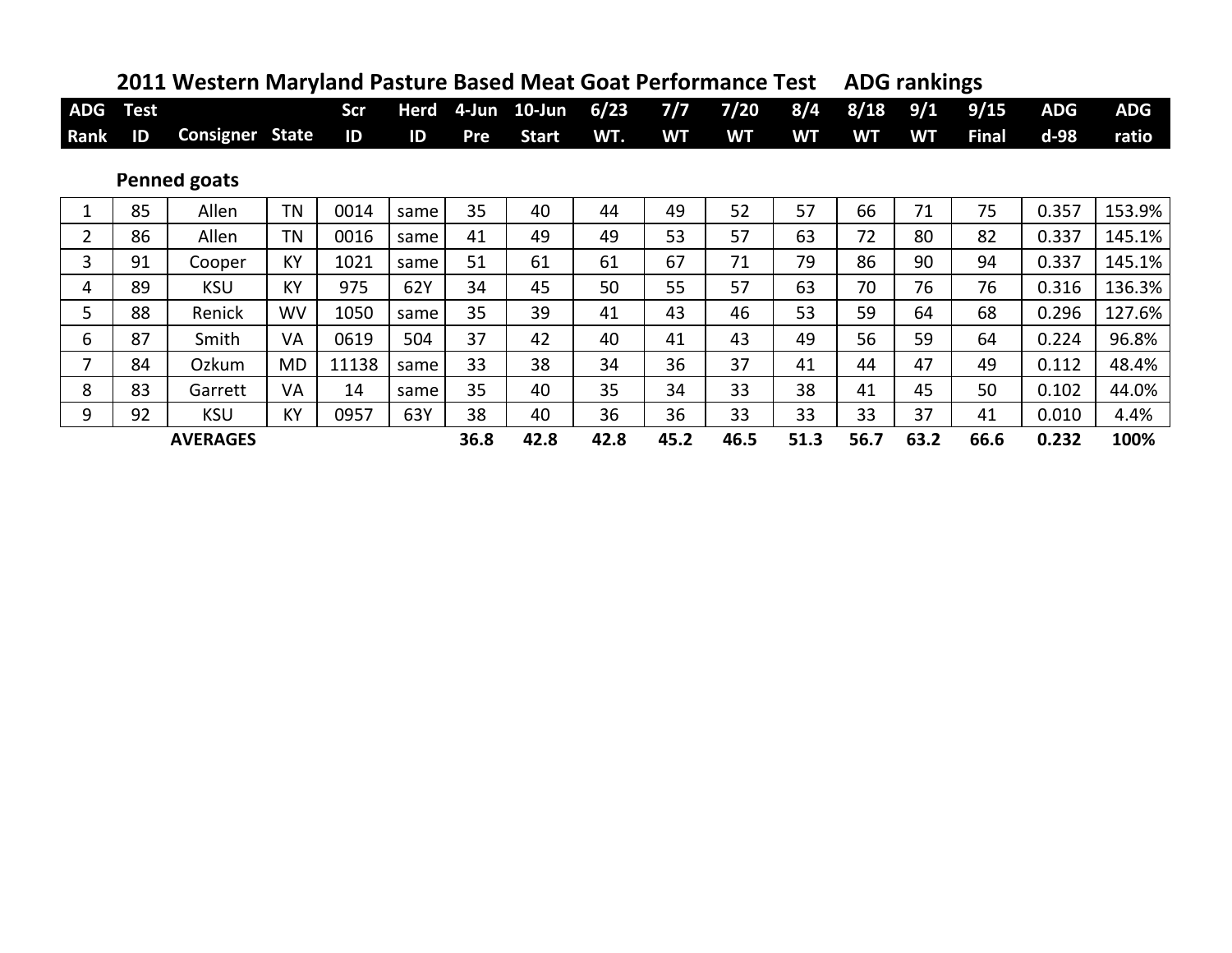## 2011 Western Maryland Pasture Based Meat Goat Performance Test ADG rankings

| ADG Rank | Test ID | Consigner | State | Scr ID | Herd ID | 4-Jun Pre | 10-Jun Start | 6/23 WT. | 7/7 WT | 7/20 WT | 8/4 WT | 8/18 WT | 9/1 WT | 9/15 Final | ADG d-98 | ADG ratio |
|---|---|---|---|---|---|---|---|---|---|---|---|---|---|---|---|---|
| **Penned goats** | | | | | | | | | | | | | | | | |
| 1 | 85 | Allen | TN | 0014 | same | 35 | 40 | 44 | 49 | 52 | 57 | 66 | 71 | 75 | 0.357 | 153.9% |
| 2 | 86 | Allen | TN | 0016 | same | 41 | 49 | 49 | 53 | 57 | 63 | 72 | 80 | 82 | 0.337 | 145.1% |
| 3 | 91 | Cooper | KY | 1021 | same | 51 | 61 | 61 | 67 | 71 | 79 | 86 | 90 | 94 | 0.337 | 145.1% |
| 4 | 89 | KSU | KY | 975 | 62Y | 34 | 45 | 50 | 55 | 57 | 63 | 70 | 76 | 76 | 0.316 | 136.3% |
| 5 | 88 | Renick | WV | 1050 | same | 35 | 39 | 41 | 43 | 46 | 53 | 59 | 64 | 68 | 0.296 | 127.6% |
| 6 | 87 | Smith | VA | 0619 | 504 | 37 | 42 | 40 | 41 | 43 | 49 | 56 | 59 | 64 | 0.224 | 96.8% |
| 7 | 84 | Ozkum | MD | 11138 | same | 33 | 38 | 34 | 36 | 37 | 41 | 44 | 47 | 49 | 0.112 | 48.4% |
| 8 | 83 | Garrett | VA | 14 | same | 35 | 40 | 35 | 34 | 33 | 38 | 41 | 45 | 50 | 0.102 | 44.0% |
| 9 | 92 | KSU | KY | 0957 | 63Y | 38 | 40 | 36 | 36 | 33 | 33 | 33 | 37 | 41 | 0.010 | 4.4% |
| | | **AVERAGES** | | | | **36.8** | **42.8** | **42.8** | **45.2** | **46.5** | **51.3** | **56.7** | **63.2** | **66.6** | **0.232** | **100%** |